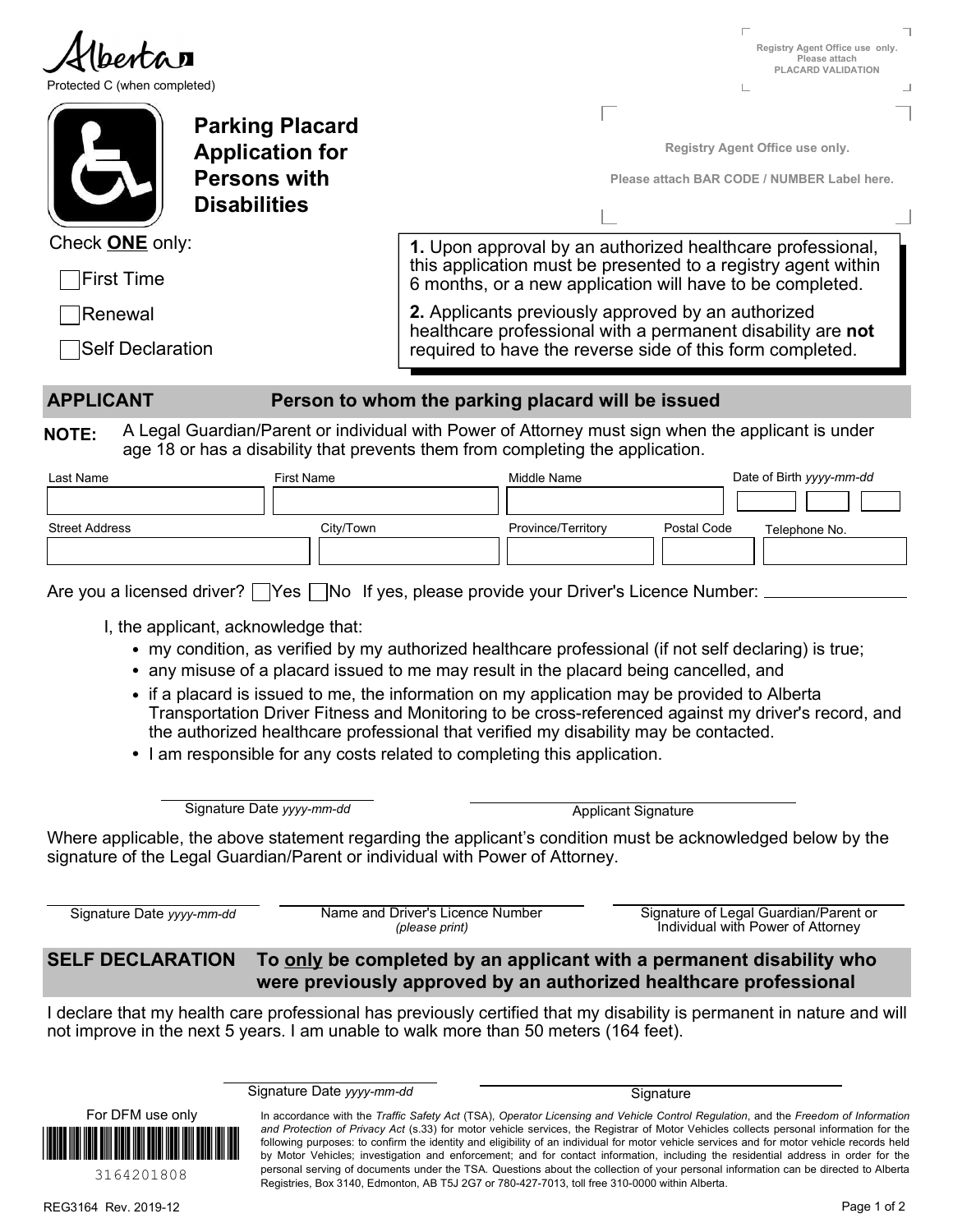Alberta

Protected C (when completed)

Registry Agent Office use only. Please attach PLACARD VALIDATION

# Parking Placard Application for Persons with Disabilities

Registry Agent Office use only.

Please attach BAR CODE / NUMBER Label here.

Check **ONE** only:

- ☐ First Time
- ☐ Renewal
- ☐ Self Declaration

**1.** Upon approval by an authorized healthcare professional, this application must be presented to a registry agent within 6 months, or a new application will have to be completed.

**2.** Applicants previously approved by an authorized healthcare professional with a permanent disability are **not** required to have the reverse side of this form completed.

## APPLICANT — Person to whom the parking placard will be issued

**NOTE:** A Legal Guardian/Parent or individual with Power of Attorney must sign when the applicant is under age 18 or has a disability that prevents them from completing the application.

| Last Name | First Name | Middle Name | Date of Birth *yyyy-mm-dd* |
|---|---|---|---|
| | | | |

| Street Address | City/Town | Province/Territory | Postal Code | Telephone No. |
|---|---|---|---|---|
| | | | | |

Are you a licensed driver? ☐ Yes ☐ No If yes, please provide your Driver's Licence Number: ____________

I, the applicant, acknowledge that:

- my condition, as verified by my authorized healthcare professional (if not self declaring) is true;
- any misuse of a placard issued to me may result in the placard being cancelled, and
- if a placard is issued to me, the information on my application may be provided to Alberta Transportation Driver Fitness and Monitoring to be cross-referenced against my driver's record, and the authorized healthcare professional that verified my disability may be contacted.
- I am responsible for any costs related to completing this application.

______________________ Signature Date *yyyy-mm-dd*

______________________ Applicant Signature

Where applicable, the above statement regarding the applicant's condition must be acknowledged below by the signature of the Legal Guardian/Parent or individual with Power of Attorney.

______________________ Signature Date *yyyy-mm-dd*

______________________ Name and Driver's Licence Number *(please print)*

______________________ Signature of Legal Guardian/Parent or Individual with Power of Attorney

## SELF DECLARATION — To only be completed by an applicant with a permanent disability who were previously approved by an authorized healthcare professional

I declare that my health care professional has previously certified that my disability is permanent in nature and will not improve in the next 5 years. I am unable to walk more than 50 meters (164 feet).

______________________ Signature Date *yyyy-mm-dd*

______________________ Signature

For DFM use only

3164201808

In accordance with the *Traffic Safety Act* (TSA), *Operator Licensing and Vehicle Control Regulation*, and the *Freedom of Information and Protection of Privacy Act* (s.33) for motor vehicle services, the Registrar of Motor Vehicles collects personal information for the following purposes: to confirm the identity and eligibility of an individual for motor vehicle services and for motor vehicle records held by Motor Vehicles; investigation and enforcement; and for contact information, including the residential address in order for the personal serving of documents under the TSA. Questions about the collection of your personal information can be directed to Alberta Registries, Box 3140, Edmonton, AB T5J 2G7 or 780-427-7013, toll free 310-0000 within Alberta.

REG3164 Rev. 2019-12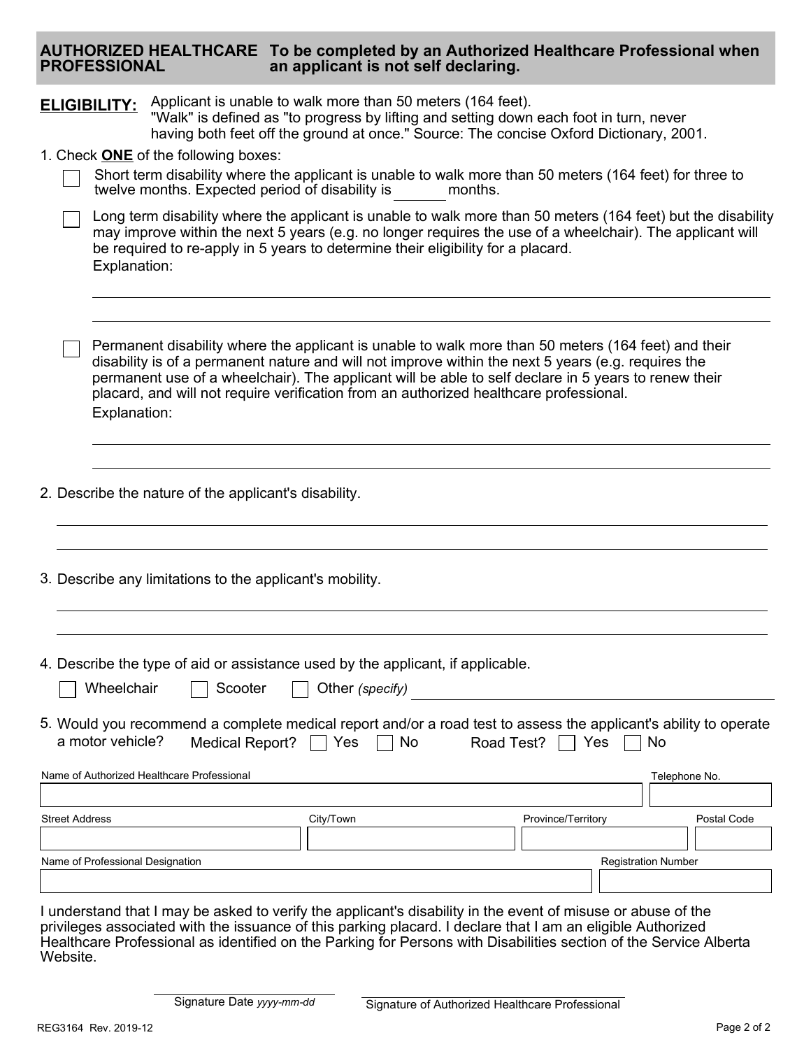## AUTHORIZED HEALTHCARE PROFESSIONAL — To be completed by an Authorized Healthcare Professional when an applicant is not self declaring.

**ELIGIBILITY:** Applicant is unable to walk more than 50 meters (164 feet).
"Walk" is defined as "to progress by lifting and setting down each foot in turn, never having both feet off the ground at once." Source: The concise Oxford Dictionary, 2001.

1. Check **ONE** of the following boxes:

   ☐ Short term disability where the applicant is unable to walk more than 50 meters (164 feet) for three to twelve months. Expected period of disability is ______ months.

   ☐ Long term disability where the applicant is unable to walk more than 50 meters (164 feet) but the disability may improve within the next 5 years (e.g. no longer requires the use of a wheelchair). The applicant will be required to re-apply in 5 years to determine their eligibility for a placard.
   Explanation:
   ______________________________________________
   ______________________________________________

   ☐ Permanent disability where the applicant is unable to walk more than 50 meters (164 feet) and their disability is of a permanent nature and will not improve within the next 5 years (e.g. requires the permanent use of a wheelchair). The applicant will be able to self declare in 5 years to renew their placard, and will not require verification from an authorized healthcare professional.
   Explanation:
   ______________________________________________
   ______________________________________________

2. Describe the nature of the applicant's disability.
   ______________________________________________
   ______________________________________________

3. Describe any limitations to the applicant's mobility.
   ______________________________________________
   ______________________________________________

4. Describe the type of aid or assistance used by the applicant, if applicable.
   ☐ Wheelchair ☐ Scooter ☐ Other *(specify)* ______________________

5. Would you recommend a complete medical report and/or a road test to assess the applicant's ability to operate a motor vehicle? Medical Report? ☐ Yes ☐ No Road Test? ☐ Yes ☐ No

| Name of Authorized Healthcare Professional | | | Telephone No. |
|---|---|---|---|
| | | | |
| **Street Address** | **City/Town** | **Province/Territory** | **Postal Code** |
| | | | |
| **Name of Professional Designation** | | | **Registration Number** |
| | | | |

I understand that I may be asked to verify the applicant's disability in the event of misuse or abuse of the privileges associated with the issuance of this parking placard. I declare that I am an eligible Authorized Healthcare Professional as identified on the Parking for Persons with Disabilities section of the Service Alberta Website.

______________________ ______________________
Signature Date *yyyy-mm-dd* Signature of Authorized Healthcare Professional

REG3164 Rev. 2019-12